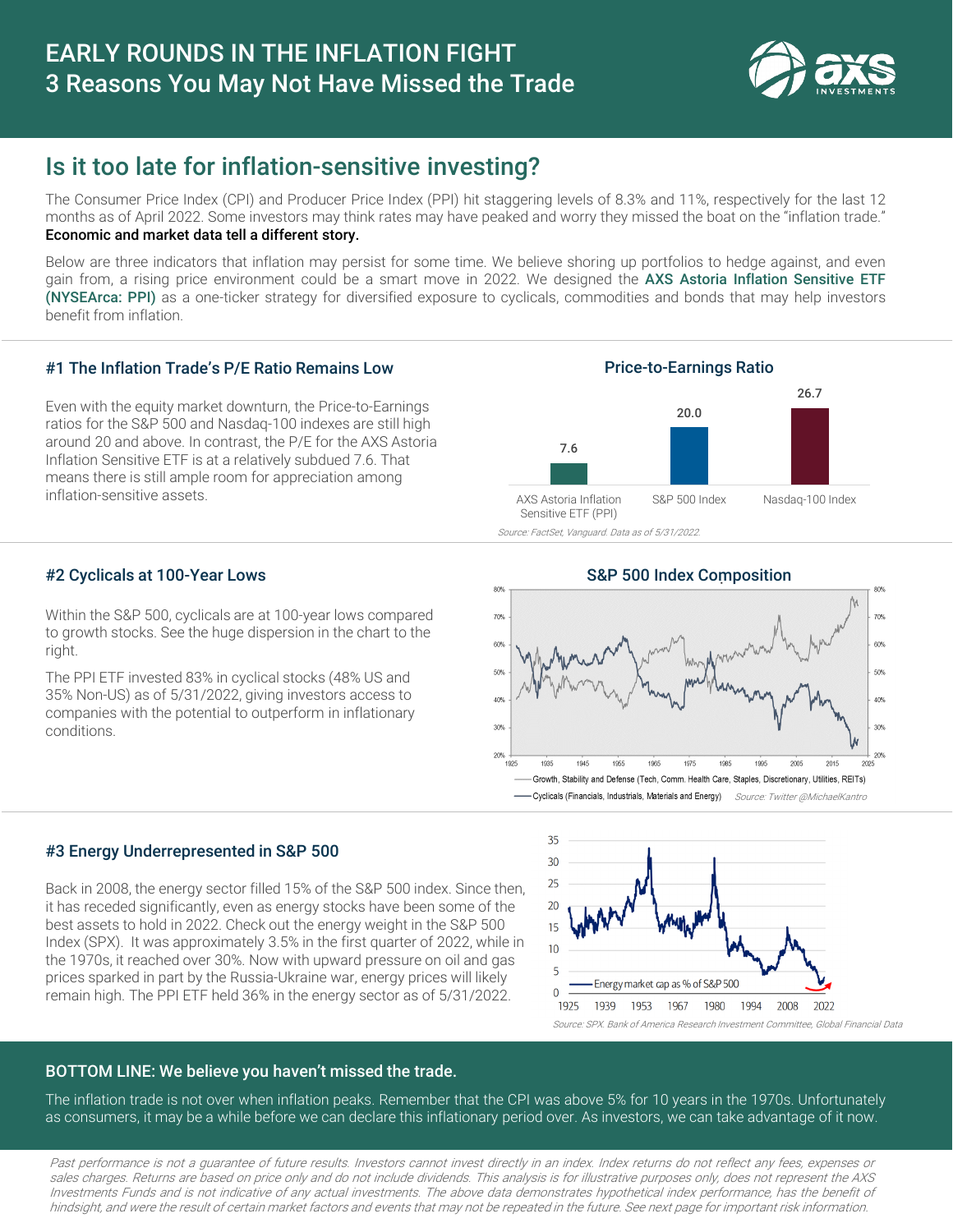# EARLY ROUNDS IN THE INFLATION FIGHT
# 3 Reasons You May Not Have Missed the Trade

## Is it too late for inflation-sensitive investing?

The Consumer Price Index (CPI) and Producer Price Index (PPI) hit staggering levels of 8.3% and 11%, respectively for the last 12 months as of April 2022. Some investors may think rates may have peaked and worry they missed the boat on the "inflation trade." **Economic and market data tell a different story.**

Below are three indicators that inflation may persist for some time. We believe shoring up portfolios to hedge against, and even gain from, a rising price environment could be a smart move in 2022. We designed the **AXS Astoria Inflation Sensitive ETF (NYSEArca: PPI)** as a one-ticker strategy for diversified exposure to cyclicals, commodities and bonds that may help investors benefit from inflation.

### #1 The Inflation Trade's P/E Ratio Remains Low

Even with the equity market downturn, the Price-to-Earnings ratios for the S&P 500 and Nasdaq-100 indexes are still high around 20 and above. In contrast, the P/E for the AXS Astoria Inflation Sensitive ETF is at a relatively subdued 7.6. That means there is still ample room for appreciation among inflation-sensitive assets.

**Price-to-Earnings Ratio**

| AXS Astoria Inflation Sensitive ETF (PPI) | S&P 500 Index | Nasdaq-100 Index |
|---|---|---|
| 7.6 | 20.0 | 26.7 |

*Source: FactSet, Vanguard. Data as of 5/31/2022.*

### #2 Cyclicals at 100-Year Lows

Within the S&P 500, cyclicals are at 100-year lows compared to growth stocks. See the huge dispersion in the chart to the right.

The PPI ETF invested 83% in cyclical stocks (48% US and 35% Non-US) as of 5/31/2022, giving investors access to companies with the potential to outperform in inflationary conditions.

**S&P 500 Index Composition**

— Growth, Stability and Defense (Tech, Comm. Health Care, Staples, Discretionary, Utilities, REITs)
— Cyclicals (Financials, Industrials, Materials and Energy)

*Source: Twitter @MichaelKantro*

### #3 Energy Underrepresented in S&P 500

Back in 2008, the energy sector filled 15% of the S&P 500 index. Since then, it has receded significantly, even as energy stocks have been some of the best assets to hold in 2022. Check out the energy weight in the S&P 500 Index (SPX). It was approximately 3.5% in the first quarter of 2022, while in the 1970s, it reached over 30%. Now with upward pressure on oil and gas prices sparked in part by the Russia-Ukraine war, energy prices will likely remain high. The PPI ETF held 36% in the energy sector as of 5/31/2022.

— Energy market cap as % of S&P 500

*Source: SPX. Bank of America Research Investment Committee, Global Financial Data*

### BOTTOM LINE: We believe you haven't missed the trade.

The inflation trade is not over when inflation peaks. Remember that the CPI was above 5% for 10 years in the 1970s. Unfortunately as consumers, it may be a while before we can declare this inflationary period over. As investors, we can take advantage of it now.

*Past performance is not a guarantee of future results. Investors cannot invest directly in an index. Index returns do not reflect any fees, expenses or sales charges. Returns are based on price only and do not include dividends. This analysis is for illustrative purposes only, does not represent the AXS Investments Funds and is not indicative of any actual investments. The above data demonstrates hypothetical index performance, has the benefit of hindsight, and were the result of certain market factors and events that may not be repeated in the future. See next page for important risk information.*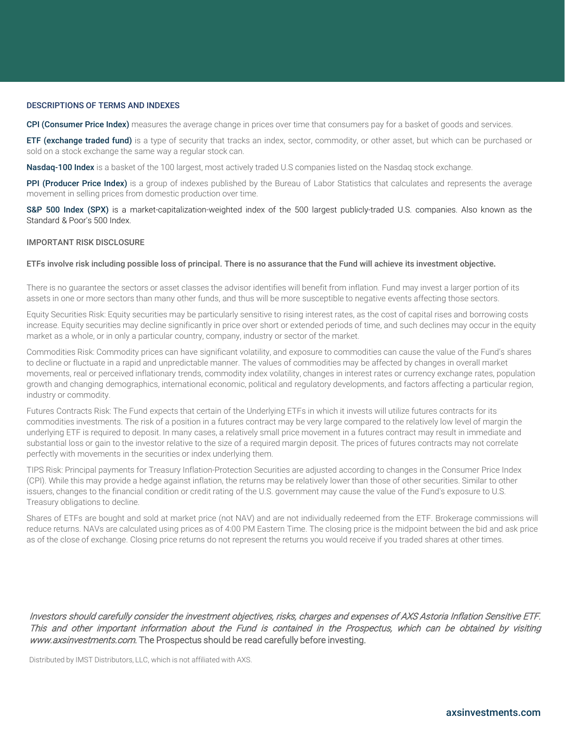## DESCRIPTIONS OF TERMS AND INDEXES

**CPI (Consumer Price Index)** measures the average change in prices over time that consumers pay for a basket of goods and services.

**ETF (exchange traded fund)** is a type of security that tracks an index, sector, commodity, or other asset, but which can be purchased or sold on a stock exchange the same way a regular stock can.

**Nasdaq-100 Index** is a basket of the 100 largest, most actively traded U.S companies listed on the Nasdaq stock exchange.

**PPI (Producer Price Index)** is a group of indexes published by the Bureau of Labor Statistics that calculates and represents the average movement in selling prices from domestic production over time.

**S&P 500 Index (SPX)** is a market-capitalization-weighted index of the 500 largest publicly-traded U.S. companies. Also known as the Standard & Poor's 500 Index.

## IMPORTANT RISK DISCLOSURE

**ETFs involve risk including possible loss of principal. There is no assurance that the Fund will achieve its investment objective.**

There is no guarantee the sectors or asset classes the advisor identifies will benefit from inflation. Fund may invest a larger portion of its assets in one or more sectors than many other funds, and thus will be more susceptible to negative events affecting those sectors.

Equity Securities Risk: Equity securities may be particularly sensitive to rising interest rates, as the cost of capital rises and borrowing costs increase. Equity securities may decline significantly in price over short or extended periods of time, and such declines may occur in the equity market as a whole, or in only a particular country, company, industry or sector of the market.

Commodities Risk: Commodity prices can have significant volatility, and exposure to commodities can cause the value of the Fund's shares to decline or fluctuate in a rapid and unpredictable manner. The values of commodities may be affected by changes in overall market movements, real or perceived inflationary trends, commodity index volatility, changes in interest rates or currency exchange rates, population growth and changing demographics, international economic, political and regulatory developments, and factors affecting a particular region, industry or commodity.

Futures Contracts Risk: The Fund expects that certain of the Underlying ETFs in which it invests will utilize futures contracts for its commodities investments. The risk of a position in a futures contract may be very large compared to the relatively low level of margin the underlying ETF is required to deposit. In many cases, a relatively small price movement in a futures contract may result in immediate and substantial loss or gain to the investor relative to the size of a required margin deposit. The prices of futures contracts may not correlate perfectly with movements in the securities or index underlying them.

TIPS Risk: Principal payments for Treasury Inflation-Protection Securities are adjusted according to changes in the Consumer Price Index (CPI). While this may provide a hedge against inflation, the returns may be relatively lower than those of other securities. Similar to other issuers, changes to the financial condition or credit rating of the U.S. government may cause the value of the Fund's exposure to U.S. Treasury obligations to decline.

Shares of ETFs are bought and sold at market price (not NAV) and are not individually redeemed from the ETF. Brokerage commissions will reduce returns. NAVs are calculated using prices as of 4:00 PM Eastern Time. The closing price is the midpoint between the bid and ask price as of the close of exchange. Closing price returns do not represent the returns you would receive if you traded shares at other times.

*Investors should carefully consider the investment objectives, risks, charges and expenses of AXS Astoria Inflation Sensitive ETF. This and other important information about the Fund is contained in the Prospectus, which can be obtained by visiting www.axsinvestments.com.* The Prospectus should be read carefully before investing.

Distributed by IMST Distributors, LLC, which is not affiliated with AXS.

axsinvestments.com